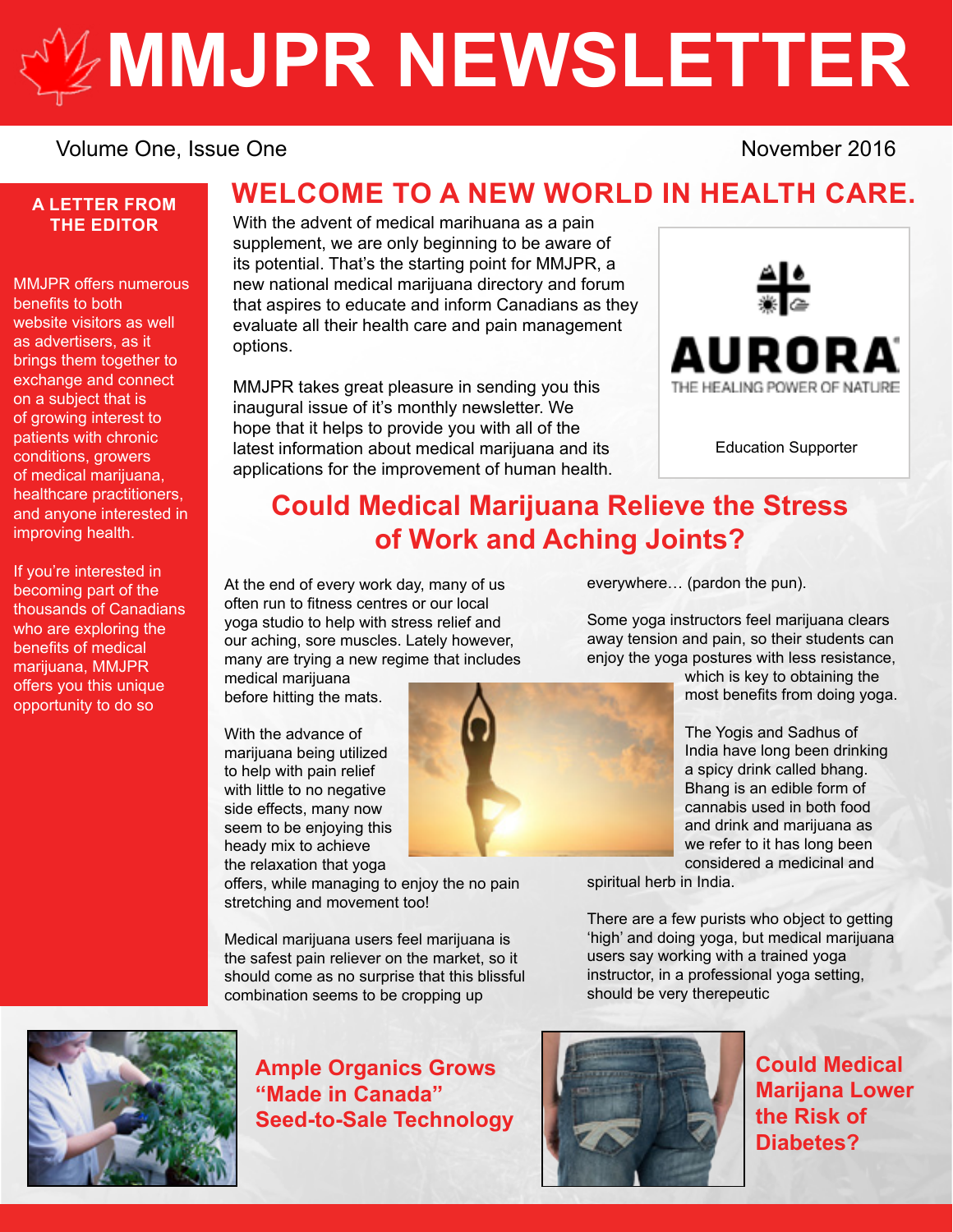# MMJPR NEWSLETTER

Volume One, Issue One

November 2016

## A LETTER FROM THE EDITOR

MMJPR offers numerous benefits to both website visitors as well as advertisers, as it brings them together to exchange and connect on a subject that is of growing interest to patients with chronic conditions, growers of medical marijuana, healthcare practitioners, and anyone interested in improving health.

If you're interested in becoming part of the thousands of Canadians who are exploring the benefits of medical marijuana, MMJPR offers you this unique opportunity to do so

## WELCOME TO A NEW WORLD IN HEALTH CARE.

With the advent of medical marihuana as a pain supplement, we are only beginning to be aware of its potential. That's the starting point for MMJPR, a new national medical marijuana directory and forum that aspires to educate and inform Canadians as they evaluate all their health care and pain management options.

MMJPR takes great pleasure in sending you this inaugural issue of it's monthly newsletter. We hope that it helps to provide you with all of the latest information about medical marijuana and its applications for the improvement of human health.

AURORA
THE HEALING POWER OF NATURE

Education Supporter

## Could Medical Marijuana Relieve the Stress of Work and Aching Joints?

At the end of every work day, many of us often run to fitness centres or our local yoga studio to help with stress relief and our aching, sore muscles. Lately however, many are trying a new regime that includes medical marijuana before hitting the mats.

With the advance of marijuana being utilized to help with pain relief with little to no negative side effects, many now seem to be enjoying this heady mix to achieve the relaxation that yoga offers, while managing to enjoy the no pain stretching and movement too!

Medical marijuana users feel marijuana is the safest pain reliever on the market, so it should come as no surprise that this blissful combination seems to be cropping up everywhere… (pardon the pun).

Some yoga instructors feel marijuana clears away tension and pain, so their students can enjoy the yoga postures with less resistance, which is key to obtaining the most benefits from doing yoga.

The Yogis and Sadhus of India have long been drinking a spicy drink called bhang. Bhang is an edible form of cannabis used in both food and drink and marijuana as we refer to it has long been considered a medicinal and spiritual herb in India.

There are a few purists who object to getting 'high' and doing yoga, but medical marijuana users say working with a trained yoga instructor, in a professional yoga setting, should be very therepeutic

### Ample Organics Grows "Made in Canada" Seed-to-Sale Technology

### Could Medical Marijana Lower the Risk of Diabetes?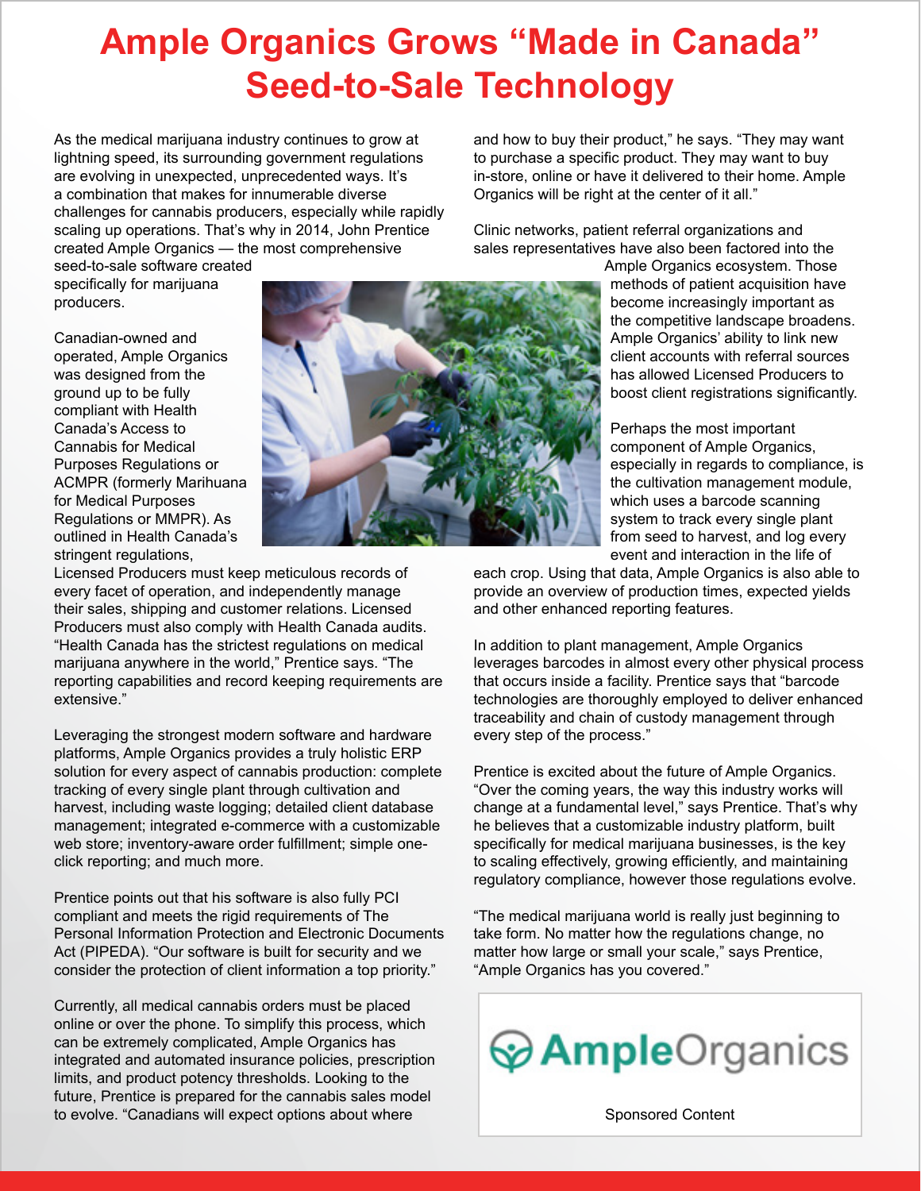# Ample Organics Grows "Made in Canada" Seed-to-Sale Technology

As the medical marijuana industry continues to grow at lightning speed, its surrounding government regulations are evolving in unexpected, unprecedented ways. It's a combination that makes for innumerable diverse challenges for cannabis producers, especially while rapidly scaling up operations. That's why in 2014, John Prentice created Ample Organics — the most comprehensive seed-to-sale software created specifically for marijuana producers.

Canadian-owned and operated, Ample Organics was designed from the ground up to be fully compliant with Health Canada's Access to Cannabis for Medical Purposes Regulations or ACMPR (formerly Marihuana for Medical Purposes Regulations or MMPR). As outlined in Health Canada's stringent regulations, Licensed Producers must keep meticulous records of every facet of operation, and independently manage their sales, shipping and customer relations. Licensed Producers must also comply with Health Canada audits. "Health Canada has the strictest regulations on medical marijuana anywhere in the world," Prentice says. "The reporting capabilities and record keeping requirements are extensive."

Leveraging the strongest modern software and hardware platforms, Ample Organics provides a truly holistic ERP solution for every aspect of cannabis production: complete tracking of every single plant through cultivation and harvest, including waste logging; detailed client database management; integrated e-commerce with a customizable web store; inventory-aware order fulfillment; simple one-click reporting; and much more.

Prentice points out that his software is also fully PCI compliant and meets the rigid requirements of The Personal Information Protection and Electronic Documents Act (PIPEDA). "Our software is built for security and we consider the protection of client information a top priority."

Currently, all medical cannabis orders must be placed online or over the phone. To simplify this process, which can be extremely complicated, Ample Organics has integrated and automated insurance policies, prescription limits, and product potency thresholds. Looking to the future, Prentice is prepared for the cannabis sales model to evolve. "Canadians will expect options about where and how to buy their product," he says. "They may want to purchase a specific product. They may want to buy in-store, online or have it delivered to their home. Ample Organics will be right at the center of it all."

Clinic networks, patient referral organizations and sales representatives have also been factored into the Ample Organics ecosystem. Those methods of patient acquisition have become increasingly important as the competitive landscape broadens. Ample Organics' ability to link new client accounts with referral sources has allowed Licensed Producers to boost client registrations significantly.

Perhaps the most important component of Ample Organics, especially in regards to compliance, is the cultivation management module, which uses a barcode scanning system to track every single plant from seed to harvest, and log every event and interaction in the life of each crop. Using that data, Ample Organics is also able to provide an overview of production times, expected yields and other enhanced reporting features.

In addition to plant management, Ample Organics leverages barcodes in almost every other physical process that occurs inside a facility. Prentice says that "barcode technologies are thoroughly employed to deliver enhanced traceability and chain of custody management through every step of the process."

Prentice is excited about the future of Ample Organics. "Over the coming years, the way this industry works will change at a fundamental level," says Prentice. That's why he believes that a customizable industry platform, built specifically for medical marijuana businesses, is the key to scaling effectively, growing efficiently, and maintaining regulatory compliance, however those regulations evolve.

"The medical marijuana world is really just beginning to take form. No matter how the regulations change, no matter how large or small your scale," says Prentice, "Ample Organics has you covered."

AmpleOrganics

Sponsored Content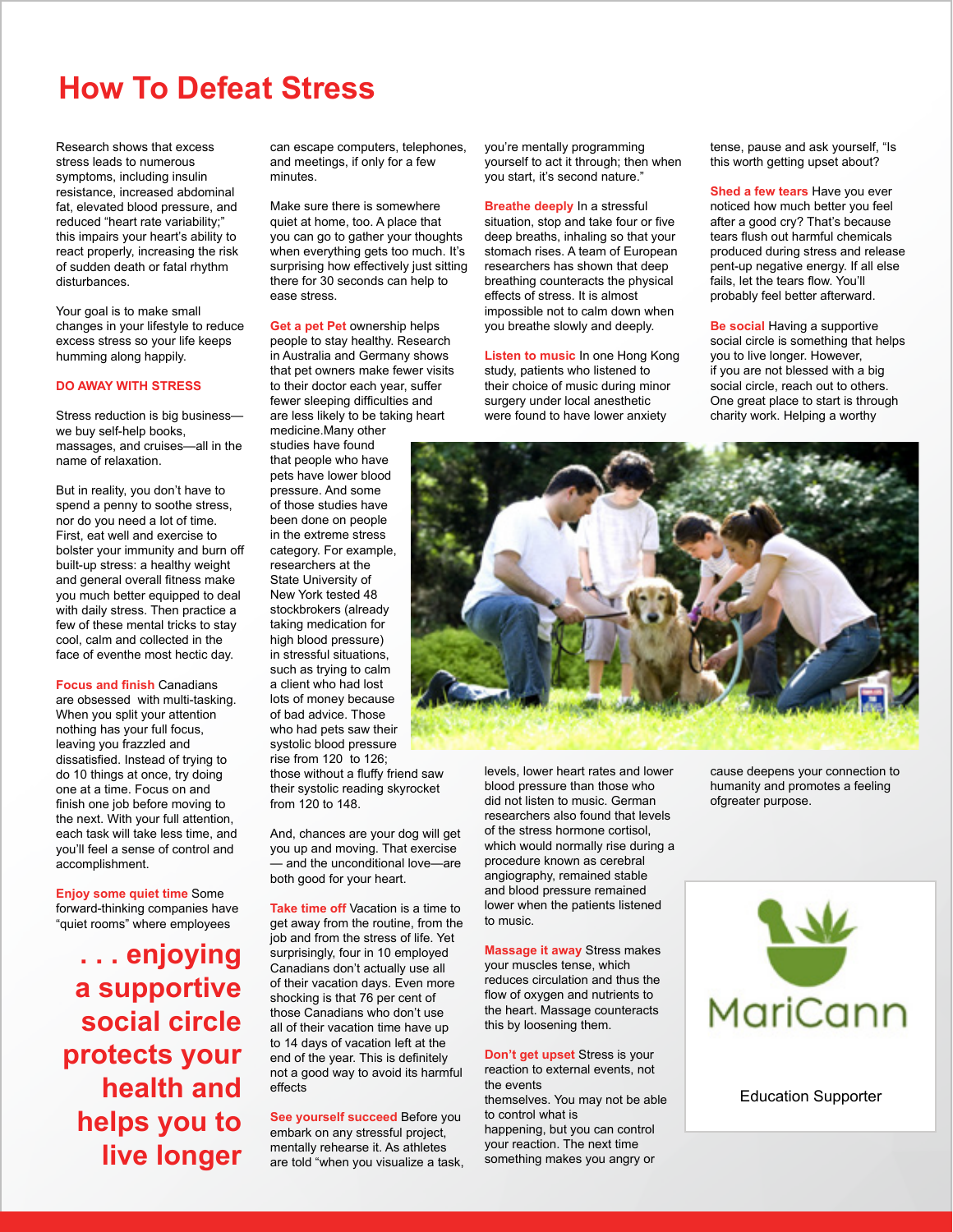# How To Defeat Stress

Research shows that excess stress leads to numerous symptoms, including insulin resistance, increased abdominal fat, elevated blood pressure, and reduced "heart rate variability;" this impairs your heart's ability to react properly, increasing the risk of sudden death or fatal rhythm disturbances.

Your goal is to make small changes in your lifestyle to reduce excess stress so your life keeps humming along happily.

## DO AWAY WITH STRESS

Stress reduction is big business—we buy self-help books, massages, and cruises—all in the name of relaxation.

But in reality, you don't have to spend a penny to soothe stress, nor do you need a lot of time. First, eat well and exercise to bolster your immunity and burn off built-up stress: a healthy weight and general overall fitness make you much better equipped to deal with daily stress. Then practice a few of these mental tricks to stay cool, calm and collected in the face of eventhe most hectic day.

**Focus and finish** Canadians are obsessed with multi-tasking. When you split your attention nothing has your full focus, leaving you frazzled and dissatisfied. Instead of trying to do 10 things at once, try doing one at a time. Focus on and finish one job before moving to the next. With your full attention, each task will take less time, and you'll feel a sense of control and accomplishment.

**Enjoy some quiet time** Some forward-thinking companies have "quiet rooms" where employees can escape computers, telephones, and meetings, if only for a few minutes.

> . . . enjoying a supportive social circle protects your health and helps you to live longer

Make sure there is somewhere quiet at home, too. A place that you can go to gather your thoughts when everything gets too much. It's surprising how effectively just sitting there for 30 seconds can help to ease stress.

**Get a pet** Pet ownership helps people to stay healthy. Research in Australia and Germany shows that pet owners make fewer visits to their doctor each year, suffer fewer sleeping difficulties and are less likely to be taking heart medicine.Many other studies have found that people who have pets have lower blood pressure. And some of those studies have been done on people in the extreme stress category. For example, researchers at the State University of New York tested 48 stockbrokers (already taking medication for high blood pressure) in stressful situations, such as trying to calm a client who had lost lots of money because of bad advice. Those who had pets saw their systolic blood pressure rise from 120 to 126; those without a fluffy friend saw their systolic reading skyrocket from 120 to 148.

And, chances are your dog will get you up and moving. That exercise — and the unconditional love—are both good for your heart.

**Take time off** Vacation is a time to get away from the routine, from the job and from the stress of life. Yet surprisingly, four in 10 employed Canadians don't actually use all of their vacation days. Even more shocking is that 76 per cent of those Canadians who don't use all of their vacation time have up to 14 days of vacation left at the end of the year. This is definitely not a good way to avoid its harmful effects

**See yourself succeed** Before you embark on any stressful project, mentally rehearse it. As athletes are told "when you visualize a task, you're mentally programming yourself to act it through; then when you start, it's second nature."

**Breathe deeply** In a stressful situation, stop and take four or five deep breaths, inhaling so that your stomach rises. A team of European researchers has shown that deep breathing counteracts the physical effects of stress. It is almost impossible not to calm down when you breathe slowly and deeply.

**Listen to music** In one Hong Kong study, patients who listened to their choice of music during minor surgery under local anesthetic were found to have lower anxiety levels, lower heart rates and lower blood pressure than those who did not listen to music. German researchers also found that levels of the stress hormone cortisol, which would normally rise during a procedure known as cerebral angiography, remained stable and blood pressure remained lower when the patients listened to music.

**Massage it away** Stress makes your muscles tense, which reduces circulation and thus the flow of oxygen and nutrients to the heart. Massage counteracts this by loosening them.

**Don't get upset** Stress is your reaction to external events, not the events themselves. You may not be able to control what is happening, but you can control your reaction. The next time something makes you angry or tense, pause and ask yourself, "Is this worth getting upset about?

**Shed a few tears** Have you ever noticed how much better you feel after a good cry? That's because tears flush out harmful chemicals produced during stress and release pent-up negative energy. If all else fails, let the tears flow. You'll probably feel better afterward.

**Be social** Having a supportive social circle is something that helps you to live longer. However, if you are not blessed with a big social circle, reach out to others. One great place to start is through charity work. Helping a worthy cause deepens your connection to humanity and promotes a feeling ofgreater purpose.

MariCann

Education Supporter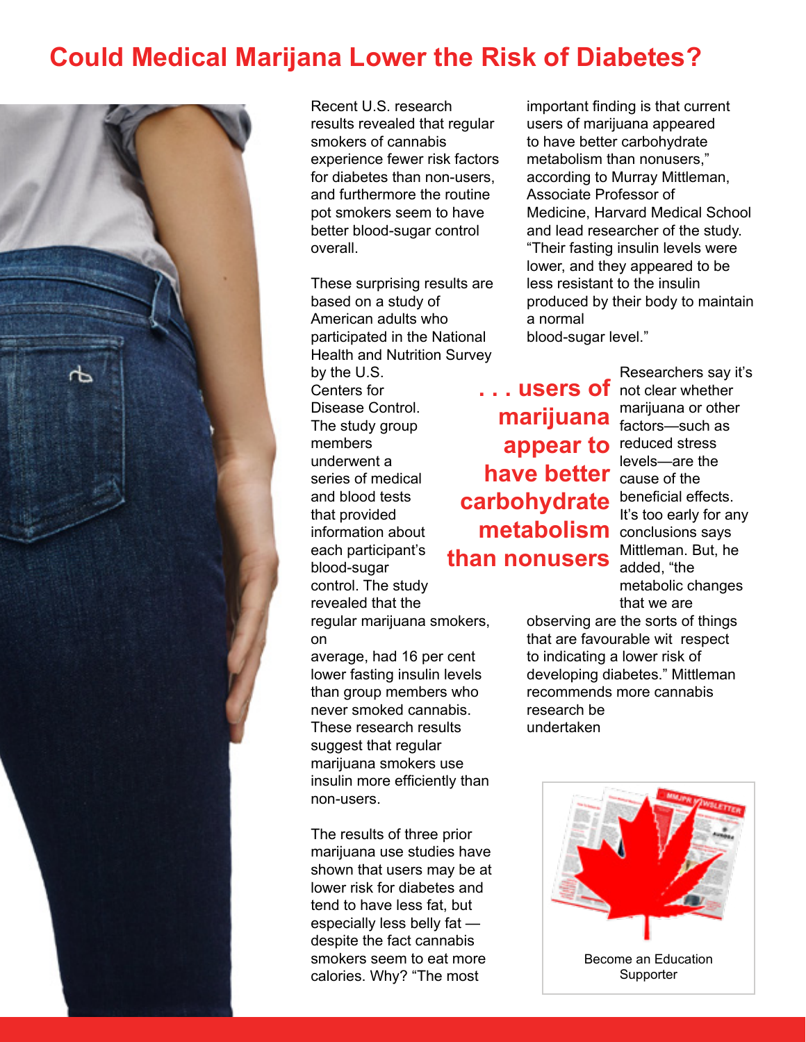# Could Medical Marijana Lower the Risk of Diabetes?

Recent U.S. research results revealed that regular smokers of cannabis experience fewer risk factors for diabetes than non-users, and furthermore the routine pot smokers seem to have better blood-sugar control overall.

These surprising results are based on a study of American adults who participated in the National Health and Nutrition Survey by the U.S. Centers for Disease Control. The study group members underwent a series of medical and blood tests that provided information about each participant's blood-sugar control. The study revealed that the regular marijuana smokers, on average, had 16 per cent lower fasting insulin levels than group members who never smoked cannabis. These research results suggest that regular marijuana smokers use insulin more efficiently than non-users.

The results of three prior marijuana use studies have shown that users may be at lower risk for diabetes and tend to have less fat, but especially less belly fat — despite the fact cannabis smokers seem to eat more calories. Why? "The most important finding is that current users of marijuana appeared to have better carbohydrate metabolism than nonusers," according to Murray Mittleman, Associate Professor of Medicine, Harvard Medical School and lead researcher of the study. "Their fasting insulin levels were lower, and they appeared to be less resistant to the insulin produced by their body to maintain a normal blood-sugar level."

**. . . users of marijuana appear to have better carbohydrate metabolism than nonusers**

Researchers say it's not clear whether marijuana or other factors—such as reduced stress levels—are the cause of the beneficial effects. It's too early for any conclusions says Mittleman. But, he added, "the metabolic changes that we are observing are the sorts of things that are favourable wit respect to indicating a lower risk of developing diabetes." Mittleman recommends more cannabis research be undertaken

Become an Education Supporter